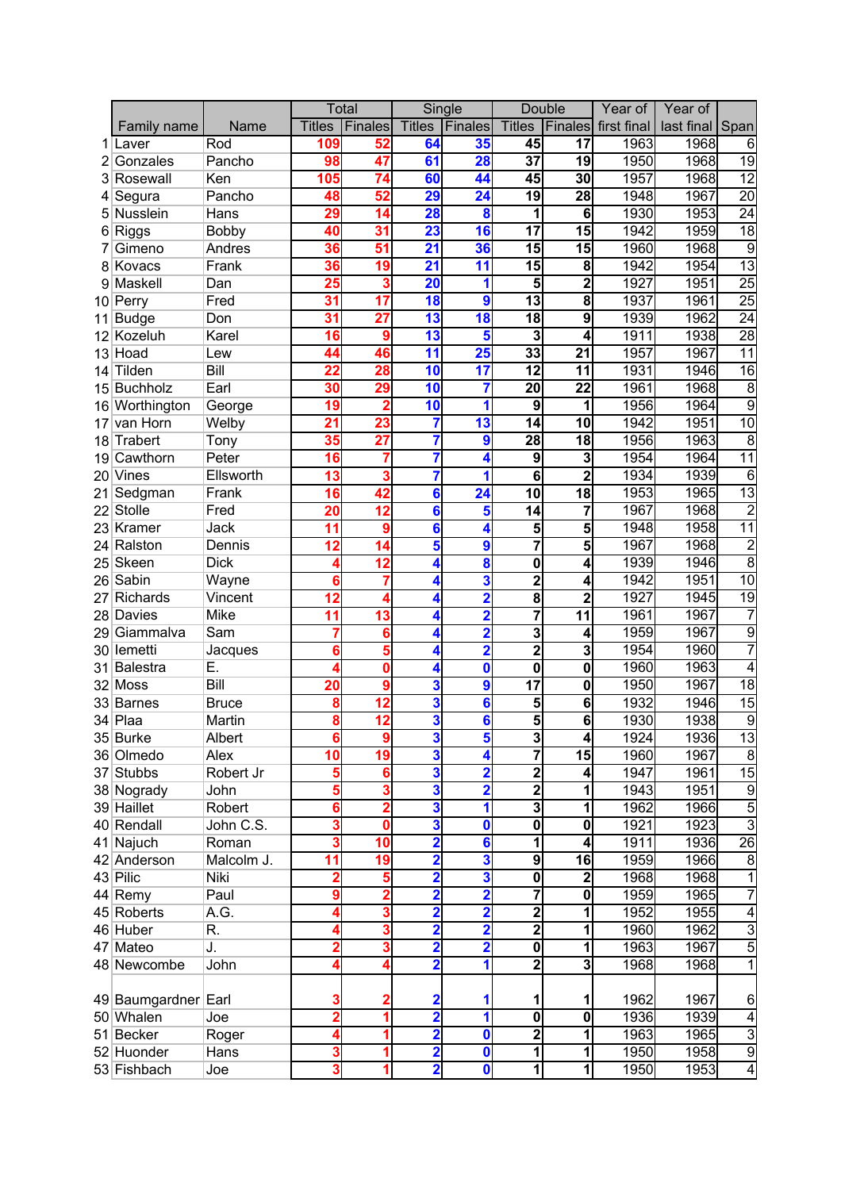| | Family name | Name | Total | | Single | | Double | | Year of | Year of | |
|---|---|---|---|---|---|---|---|---|---|---|---|
| | | | Titles | Finales | Titles | Finales | Titles | Finales | first final | last final | Span |
| 1 | Laver | Rod | 109 | 52 | 64 | 35 | 45 | 17 | 1963 | 1968 | 6 |
| 2 | Gonzales | Pancho | 98 | 47 | 61 | 28 | 37 | 19 | 1950 | 1968 | 19 |
| 3 | Rosewall | Ken | 105 | 74 | 60 | 44 | 45 | 30 | 1957 | 1968 | 12 |
| 4 | Segura | Pancho | 48 | 52 | 29 | 24 | 19 | 28 | 1948 | 1967 | 20 |
| 5 | Nusslein | Hans | 29 | 14 | 28 | 8 | 1 | 6 | 1930 | 1953 | 24 |
| 6 | Riggs | Bobby | 40 | 31 | 23 | 16 | 17 | 15 | 1942 | 1959 | 18 |
| 7 | Gimeno | Andres | 36 | 51 | 21 | 36 | 15 | 15 | 1960 | 1968 | 9 |
| 8 | Kovacs | Frank | 36 | 19 | 21 | 11 | 15 | 8 | 1942 | 1954 | 13 |
| 9 | Maskell | Dan | 25 | 3 | 20 | 1 | 5 | 2 | 1927 | 1951 | 25 |
| 10 | Perry | Fred | 31 | 17 | 18 | 9 | 13 | 8 | 1937 | 1961 | 25 |
| 11 | Budge | Don | 31 | 27 | 13 | 18 | 18 | 9 | 1939 | 1962 | 24 |
| 12 | Kozeluh | Karel | 16 | 9 | 13 | 5 | 3 | 4 | 1911 | 1938 | 28 |
| 13 | Hoad | Lew | 44 | 46 | 11 | 25 | 33 | 21 | 1957 | 1967 | 11 |
| 14 | Tilden | Bill | 22 | 28 | 10 | 17 | 12 | 11 | 1931 | 1946 | 16 |
| 15 | Buchholz | Earl | 30 | 29 | 10 | 7 | 20 | 22 | 1961 | 1968 | 8 |
| 16 | Worthington | George | 19 | 2 | 10 | 1 | 9 | 1 | 1956 | 1964 | 9 |
| 17 | van Horn | Welby | 21 | 23 | 7 | 13 | 14 | 10 | 1942 | 1951 | 10 |
| 18 | Trabert | Tony | 35 | 27 | 7 | 9 | 28 | 18 | 1956 | 1963 | 8 |
| 19 | Cawthorn | Peter | 16 | 7 | 7 | 4 | 9 | 3 | 1954 | 1964 | 11 |
| 20 | Vines | Ellsworth | 13 | 3 | 7 | 1 | 6 | 2 | 1934 | 1939 | 6 |
| 21 | Sedgman | Frank | 16 | 42 | 6 | 24 | 10 | 18 | 1953 | 1965 | 13 |
| 22 | Stolle | Fred | 20 | 12 | 6 | 5 | 14 | 7 | 1967 | 1968 | 2 |
| 23 | Kramer | Jack | 11 | 9 | 6 | 4 | 5 | 5 | 1948 | 1958 | 11 |
| 24 | Ralston | Dennis | 12 | 14 | 5 | 9 | 7 | 5 | 1967 | 1968 | 2 |
| 25 | Skeen | Dick | 4 | 12 | 4 | 8 | 0 | 4 | 1939 | 1946 | 8 |
| 26 | Sabin | Wayne | 6 | 7 | 4 | 3 | 2 | 4 | 1942 | 1951 | 10 |
| 27 | Richards | Vincent | 12 | 4 | 4 | 2 | 8 | 2 | 1927 | 1945 | 19 |
| 28 | Davies | Mike | 11 | 13 | 4 | 2 | 7 | 11 | 1961 | 1967 | 7 |
| 29 | Giammalva | Sam | 7 | 6 | 4 | 2 | 3 | 4 | 1959 | 1967 | 9 |
| 30 | Iemetti | Jacques | 6 | 5 | 4 | 2 | 2 | 3 | 1954 | 1960 | 7 |
| 31 | Balestra | E. | 4 | 0 | 4 | 0 | 0 | 0 | 1960 | 1963 | 4 |
| 32 | Moss | Bill | 20 | 9 | 3 | 9 | 17 | 0 | 1950 | 1967 | 18 |
| 33 | Barnes | Bruce | 8 | 12 | 3 | 6 | 5 | 6 | 1932 | 1946 | 15 |
| 34 | Plaa | Martin | 8 | 12 | 3 | 6 | 5 | 6 | 1930 | 1938 | 9 |
| 35 | Burke | Albert | 6 | 9 | 3 | 5 | 3 | 4 | 1924 | 1936 | 13 |
| 36 | Olmedo | Alex | 10 | 19 | 3 | 4 | 7 | 15 | 1960 | 1967 | 8 |
| 37 | Stubbs | Robert Jr | 5 | 6 | 3 | 2 | 2 | 4 | 1947 | 1961 | 15 |
| 38 | Nogrady | John | 5 | 3 | 3 | 2 | 2 | 1 | 1943 | 1951 | 9 |
| 39 | Haillet | Robert | 6 | 2 | 3 | 1 | 3 | 1 | 1962 | 1966 | 5 |
| 40 | Rendall | John C.S. | 3 | 0 | 3 | 0 | 0 | 0 | 1921 | 1923 | 3 |
| 41 | Najuch | Roman | 3 | 10 | 2 | 6 | 1 | 4 | 1911 | 1936 | 26 |
| 42 | Anderson | Malcolm J. | 11 | 19 | 2 | 3 | 9 | 16 | 1959 | 1966 | 8 |
| 43 | Pilic | Niki | 2 | 5 | 2 | 3 | 0 | 2 | 1968 | 1968 | 1 |
| 44 | Remy | Paul | 9 | 2 | 2 | 2 | 7 | 0 | 1959 | 1965 | 7 |
| 45 | Roberts | A.G. | 4 | 3 | 2 | 2 | 2 | 1 | 1952 | 1955 | 4 |
| 46 | Huber | R. | 4 | 3 | 2 | 2 | 2 | 1 | 1960 | 1962 | 3 |
| 47 | Mateo | J. | 2 | 3 | 2 | 2 | 0 | 1 | 1963 | 1967 | 5 |
| 48 | Newcombe | John | 4 | 4 | 2 | 1 | 2 | 3 | 1968 | 1968 | 1 |
| 49 | Baumgardner | Earl | 3 | 2 | 2 | 1 | 1 | 1 | 1962 | 1967 | 6 |
| 50 | Whalen | Joe | 2 | 1 | 2 | 1 | 0 | 0 | 1936 | 1939 | 4 |
| 51 | Becker | Roger | 4 | 1 | 2 | 0 | 2 | 1 | 1963 | 1965 | 3 |
| 52 | Huonder | Hans | 3 | 1 | 2 | 0 | 1 | 1 | 1950 | 1958 | 9 |
| 53 | Fishbach | Joe | 3 | 1 | 2 | 0 | 1 | 1 | 1950 | 1953 | 4 |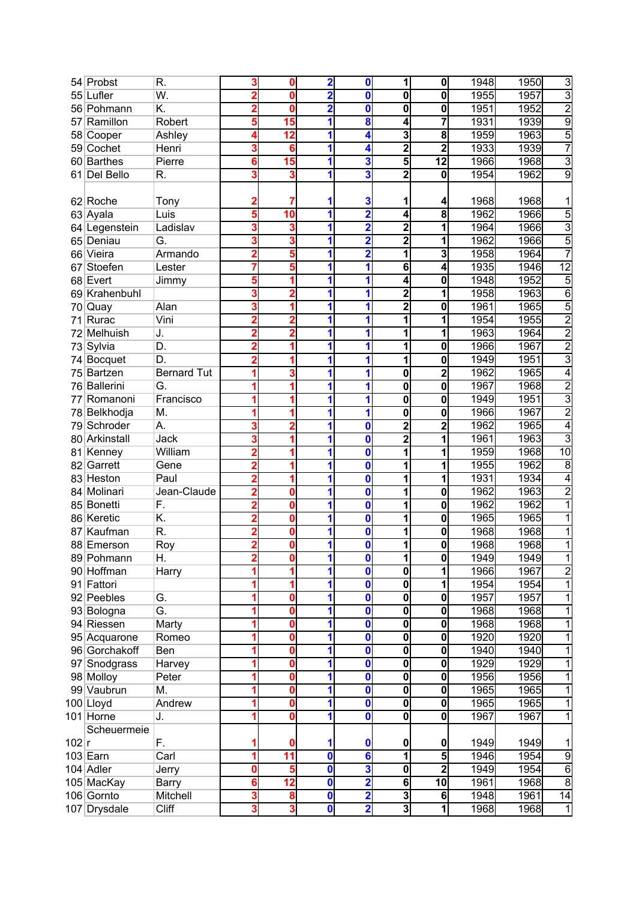| | | | | | | | | | | | |
|---|---|---|---|---|---|---|---|---|---|---|---|
| 54 | Probst | R. | 3 | 0 | 2 | 0 | 1 | 0 | 1948 | 1950 | 3 |
| 55 | Lufler | W. | 2 | 0 | 2 | 0 | 0 | 0 | 1955 | 1957 | 3 |
| 56 | Pohmann | K. | 2 | 0 | 2 | 0 | 0 | 0 | 1951 | 1952 | 2 |
| 57 | Ramillon | Robert | 5 | 15 | 1 | 8 | 4 | 7 | 1931 | 1939 | 9 |
| 58 | Cooper | Ashley | 4 | 12 | 1 | 4 | 3 | 8 | 1959 | 1963 | 5 |
| 59 | Cochet | Henri | 3 | 6 | 1 | 4 | 2 | 2 | 1933 | 1939 | 7 |
| 60 | Barthes | Pierre | 6 | 15 | 1 | 3 | 5 | 12 | 1966 | 1968 | 3 |
| 61 | Del Bello | R. | 3 | 3 | 1 | 3 | 2 | 0 | 1954 | 1962 | 9 |
| 62 | Roche | Tony | 2 | 7 | 1 | 3 | 1 | 4 | 1968 | 1968 | 1 |
| 63 | Ayala | Luis | 5 | 10 | 1 | 2 | 4 | 8 | 1962 | 1966 | 5 |
| 64 | Legenstein | Ladislav | 3 | 3 | 1 | 2 | 2 | 1 | 1964 | 1966 | 3 |
| 65 | Deniau | G. | 3 | 3 | 1 | 2 | 2 | 1 | 1962 | 1966 | 5 |
| 66 | Vieira | Armando | 2 | 5 | 1 | 2 | 1 | 3 | 1958 | 1964 | 7 |
| 67 | Stoefen | Lester | 7 | 5 | 1 | 1 | 6 | 4 | 1935 | 1946 | 12 |
| 68 | Evert | Jimmy | 5 | 1 | 1 | 1 | 4 | 0 | 1948 | 1952 | 5 |
| 69 | Krahenbuhl | | 3 | 2 | 1 | 1 | 2 | 1 | 1958 | 1963 | 6 |
| 70 | Quay | Alan | 3 | 1 | 1 | 1 | 2 | 0 | 1961 | 1965 | 5 |
| 71 | Rurac | Vini | 2 | 2 | 1 | 1 | 1 | 1 | 1954 | 1955 | 2 |
| 72 | Melhuish | J. | 2 | 2 | 1 | 1 | 1 | 1 | 1963 | 1964 | 2 |
| 73 | Sylvia | D. | 2 | 1 | 1 | 1 | 1 | 0 | 1966 | 1967 | 2 |
| 74 | Bocquet | D. | 2 | 1 | 1 | 1 | 1 | 0 | 1949 | 1951 | 3 |
| 75 | Bartzen | Bernard Tut | 1 | 3 | 1 | 1 | 0 | 2 | 1962 | 1965 | 4 |
| 76 | Ballerini | G. | 1 | 1 | 1 | 1 | 0 | 0 | 1967 | 1968 | 2 |
| 77 | Romanoni | Francisco | 1 | 1 | 1 | 1 | 0 | 0 | 1949 | 1951 | 3 |
| 78 | Belkhodja | M. | 1 | 1 | 1 | 1 | 0 | 0 | 1966 | 1967 | 2 |
| 79 | Schroder | A. | 3 | 2 | 1 | 0 | 2 | 2 | 1962 | 1965 | 4 |
| 80 | Arkinstall | Jack | 3 | 1 | 1 | 0 | 2 | 1 | 1961 | 1963 | 3 |
| 81 | Kenney | William | 2 | 1 | 1 | 0 | 1 | 1 | 1959 | 1968 | 10 |
| 82 | Garrett | Gene | 2 | 1 | 1 | 0 | 1 | 1 | 1955 | 1962 | 8 |
| 83 | Heston | Paul | 2 | 1 | 1 | 0 | 1 | 1 | 1931 | 1934 | 4 |
| 84 | Molinari | Jean-Claude | 2 | 0 | 1 | 0 | 1 | 0 | 1962 | 1963 | 2 |
| 85 | Bonetti | F. | 2 | 0 | 1 | 0 | 1 | 0 | 1962 | 1962 | 1 |
| 86 | Keretic | K. | 2 | 0 | 1 | 0 | 1 | 0 | 1965 | 1965 | 1 |
| 87 | Kaufman | R. | 2 | 0 | 1 | 0 | 1 | 0 | 1968 | 1968 | 1 |
| 88 | Emerson | Roy | 2 | 0 | 1 | 0 | 1 | 0 | 1968 | 1968 | 1 |
| 89 | Pohmann | H. | 2 | 0 | 1 | 0 | 1 | 0 | 1949 | 1949 | 1 |
| 90 | Hoffman | Harry | 1 | 1 | 1 | 0 | 0 | 1 | 1966 | 1967 | 2 |
| 91 | Fattori | | 1 | 1 | 1 | 0 | 0 | 1 | 1954 | 1954 | 1 |
| 92 | Peebles | G. | 1 | 0 | 1 | 0 | 0 | 0 | 1957 | 1957 | 1 |
| 93 | Bologna | G. | 1 | 0 | 1 | 0 | 0 | 0 | 1968 | 1968 | 1 |
| 94 | Riessen | Marty | 1 | 0 | 1 | 0 | 0 | 0 | 1968 | 1968 | 1 |
| 95 | Acquarone | Romeo | 1 | 0 | 1 | 0 | 0 | 0 | 1920 | 1920 | 1 |
| 96 | Gorchakoff | Ben | 1 | 0 | 1 | 0 | 0 | 0 | 1940 | 1940 | 1 |
| 97 | Snodgrass | Harvey | 1 | 0 | 1 | 0 | 0 | 0 | 1929 | 1929 | 1 |
| 98 | Molloy | Peter | 1 | 0 | 1 | 0 | 0 | 0 | 1956 | 1956 | 1 |
| 99 | Vaubrun | M. | 1 | 0 | 1 | 0 | 0 | 0 | 1965 | 1965 | 1 |
| 100 | Lloyd | Andrew | 1 | 0 | 1 | 0 | 0 | 0 | 1965 | 1965 | 1 |
| 101 | Horne | J. | 1 | 0 | 1 | 0 | 0 | 0 | 1967 | 1967 | 1 |
| 102 | Scheuermeier | F. | 1 | 0 | 1 | 0 | 0 | 0 | 1949 | 1949 | 1 |
| 103 | Earn | Carl | 1 | 11 | 0 | 6 | 1 | 5 | 1946 | 1954 | 9 |
| 104 | Adler | Jerry | 0 | 5 | 0 | 3 | 0 | 2 | 1949 | 1954 | 6 |
| 105 | MacKay | Barry | 6 | 12 | 0 | 2 | 6 | 10 | 1961 | 1968 | 8 |
| 106 | Gornto | Mitchell | 3 | 8 | 0 | 2 | 3 | 6 | 1948 | 1961 | 14 |
| 107 | Drysdale | Cliff | 3 | 3 | 0 | 2 | 3 | 1 | 1968 | 1968 | 1 |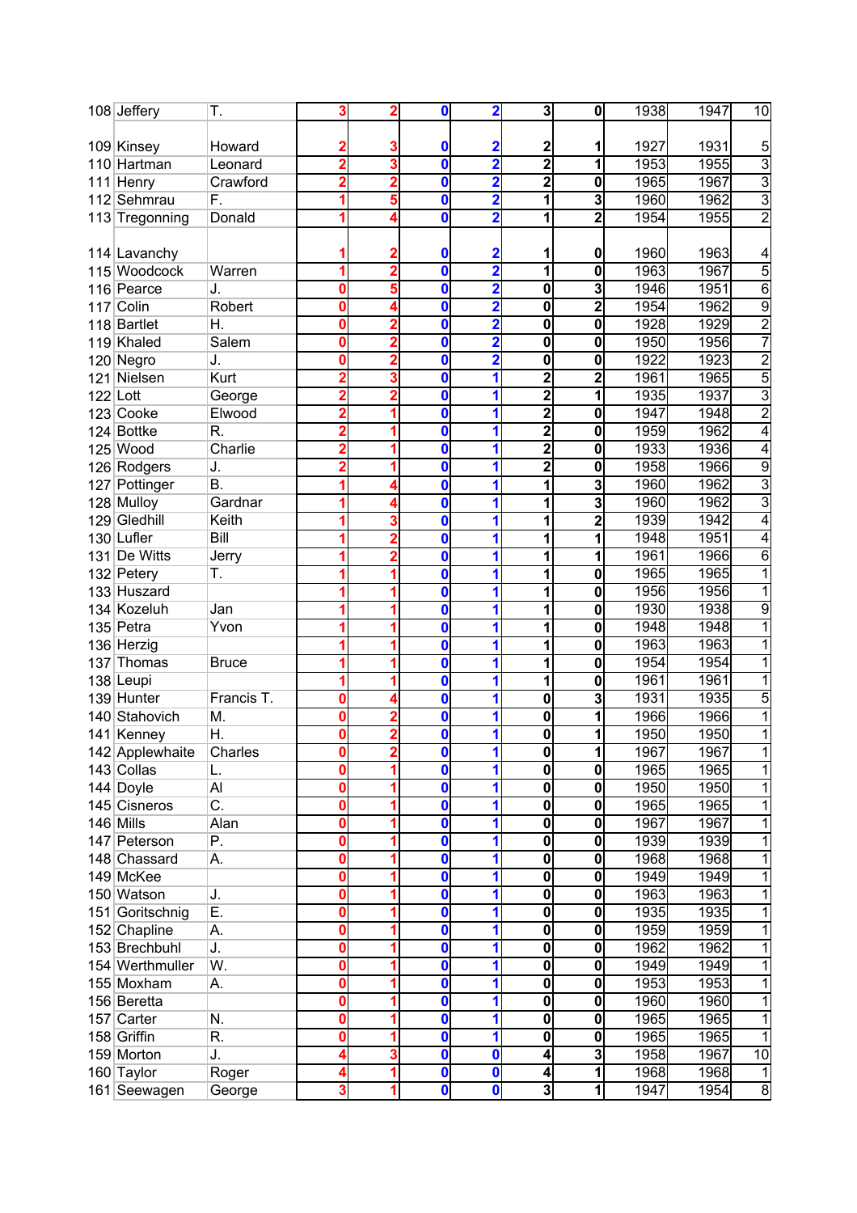| | | | | | | | | | | | |
|---|---|---|---|---|---|---|---|---|---|---|---|
| 108 | Jeffery | T. | 3 | 2 | 0 | 2 | 3 | 0 | 1938 | 1947 | 10 |
| 109 | Kinsey | Howard | 2 | 3 | 0 | 2 | 2 | 1 | 1927 | 1931 | 5 |
| 110 | Hartman | Leonard | 2 | 3 | 0 | 2 | 2 | 1 | 1953 | 1955 | 3 |
| 111 | Henry | Crawford | 2 | 2 | 0 | 2 | 2 | 0 | 1965 | 1967 | 3 |
| 112 | Sehmrau | F. | 1 | 5 | 0 | 2 | 1 | 3 | 1960 | 1962 | 3 |
| 113 | Tregonning | Donald | 1 | 4 | 0 | 2 | 1 | 2 | 1954 | 1955 | 2 |
| 114 | Lavanchy | | 1 | 2 | 0 | 2 | 1 | 0 | 1960 | 1963 | 4 |
| 115 | Woodcock | Warren | 1 | 2 | 0 | 2 | 1 | 0 | 1963 | 1967 | 5 |
| 116 | Pearce | J. | 0 | 5 | 0 | 2 | 0 | 3 | 1946 | 1951 | 6 |
| 117 | Colin | Robert | 0 | 4 | 0 | 2 | 0 | 2 | 1954 | 1962 | 9 |
| 118 | Bartlet | H. | 0 | 2 | 0 | 2 | 0 | 0 | 1928 | 1929 | 2 |
| 119 | Khaled | Salem | 0 | 2 | 0 | 2 | 0 | 0 | 1950 | 1956 | 7 |
| 120 | Negro | J. | 0 | 2 | 0 | 2 | 0 | 0 | 1922 | 1923 | 2 |
| 121 | Nielsen | Kurt | 2 | 3 | 0 | 1 | 2 | 2 | 1961 | 1965 | 5 |
| 122 | Lott | George | 2 | 2 | 0 | 1 | 2 | 1 | 1935 | 1937 | 3 |
| 123 | Cooke | Elwood | 2 | 1 | 0 | 1 | 2 | 0 | 1947 | 1948 | 2 |
| 124 | Bottke | R. | 2 | 1 | 0 | 1 | 2 | 0 | 1959 | 1962 | 4 |
| 125 | Wood | Charlie | 2 | 1 | 0 | 1 | 2 | 0 | 1933 | 1936 | 4 |
| 126 | Rodgers | J. | 2 | 1 | 0 | 1 | 2 | 0 | 1958 | 1966 | 9 |
| 127 | Pottinger | B. | 1 | 4 | 0 | 1 | 1 | 3 | 1960 | 1962 | 3 |
| 128 | Mulloy | Gardnar | 1 | 4 | 0 | 1 | 1 | 3 | 1960 | 1962 | 3 |
| 129 | Gledhill | Keith | 1 | 3 | 0 | 1 | 1 | 2 | 1939 | 1942 | 4 |
| 130 | Lufler | Bill | 1 | 2 | 0 | 1 | 1 | 1 | 1948 | 1951 | 4 |
| 131 | De Witts | Jerry | 1 | 2 | 0 | 1 | 1 | 1 | 1961 | 1966 | 6 |
| 132 | Petery | T. | 1 | 1 | 0 | 1 | 1 | 0 | 1965 | 1965 | 1 |
| 133 | Huszard | | 1 | 1 | 0 | 1 | 1 | 0 | 1956 | 1956 | 1 |
| 134 | Kozeluh | Jan | 1 | 1 | 0 | 1 | 1 | 0 | 1930 | 1938 | 9 |
| 135 | Petra | Yvon | 1 | 1 | 0 | 1 | 1 | 0 | 1948 | 1948 | 1 |
| 136 | Herzig | | 1 | 1 | 0 | 1 | 1 | 0 | 1963 | 1963 | 1 |
| 137 | Thomas | Bruce | 1 | 1 | 0 | 1 | 1 | 0 | 1954 | 1954 | 1 |
| 138 | Leupi | | 1 | 1 | 0 | 1 | 1 | 0 | 1961 | 1961 | 1 |
| 139 | Hunter | Francis T. | 0 | 4 | 0 | 1 | 0 | 3 | 1931 | 1935 | 5 |
| 140 | Stahovich | M. | 0 | 2 | 0 | 1 | 0 | 1 | 1966 | 1966 | 1 |
| 141 | Kenney | H. | 0 | 2 | 0 | 1 | 0 | 1 | 1950 | 1950 | 1 |
| 142 | Applewhaite | Charles | 0 | 2 | 0 | 1 | 0 | 1 | 1967 | 1967 | 1 |
| 143 | Collas | L. | 0 | 1 | 0 | 1 | 0 | 0 | 1965 | 1965 | 1 |
| 144 | Doyle | Al | 0 | 1 | 0 | 1 | 0 | 0 | 1950 | 1950 | 1 |
| 145 | Cisneros | C. | 0 | 1 | 0 | 1 | 0 | 0 | 1965 | 1965 | 1 |
| 146 | Mills | Alan | 0 | 1 | 0 | 1 | 0 | 0 | 1967 | 1967 | 1 |
| 147 | Peterson | P. | 0 | 1 | 0 | 1 | 0 | 0 | 1939 | 1939 | 1 |
| 148 | Chassard | A. | 0 | 1 | 0 | 1 | 0 | 0 | 1968 | 1968 | 1 |
| 149 | McKee | | 0 | 1 | 0 | 1 | 0 | 0 | 1949 | 1949 | 1 |
| 150 | Watson | J. | 0 | 1 | 0 | 1 | 0 | 0 | 1963 | 1963 | 1 |
| 151 | Goritschnig | E. | 0 | 1 | 0 | 1 | 0 | 0 | 1935 | 1935 | 1 |
| 152 | Chapline | A. | 0 | 1 | 0 | 1 | 0 | 0 | 1959 | 1959 | 1 |
| 153 | Brechbuhl | J. | 0 | 1 | 0 | 1 | 0 | 0 | 1962 | 1962 | 1 |
| 154 | Werthmuller | W. | 0 | 1 | 0 | 1 | 0 | 0 | 1949 | 1949 | 1 |
| 155 | Moxham | A. | 0 | 1 | 0 | 1 | 0 | 0 | 1953 | 1953 | 1 |
| 156 | Beretta | | 0 | 1 | 0 | 1 | 0 | 0 | 1960 | 1960 | 1 |
| 157 | Carter | N. | 0 | 1 | 0 | 1 | 0 | 0 | 1965 | 1965 | 1 |
| 158 | Griffin | R. | 0 | 1 | 0 | 1 | 0 | 0 | 1965 | 1965 | 1 |
| 159 | Morton | J. | 4 | 3 | 0 | 0 | 4 | 3 | 1958 | 1967 | 10 |
| 160 | Taylor | Roger | 4 | 1 | 0 | 0 | 4 | 1 | 1968 | 1968 | 1 |
| 161 | Seewagen | George | 3 | 1 | 0 | 0 | 3 | 1 | 1947 | 1954 | 8 |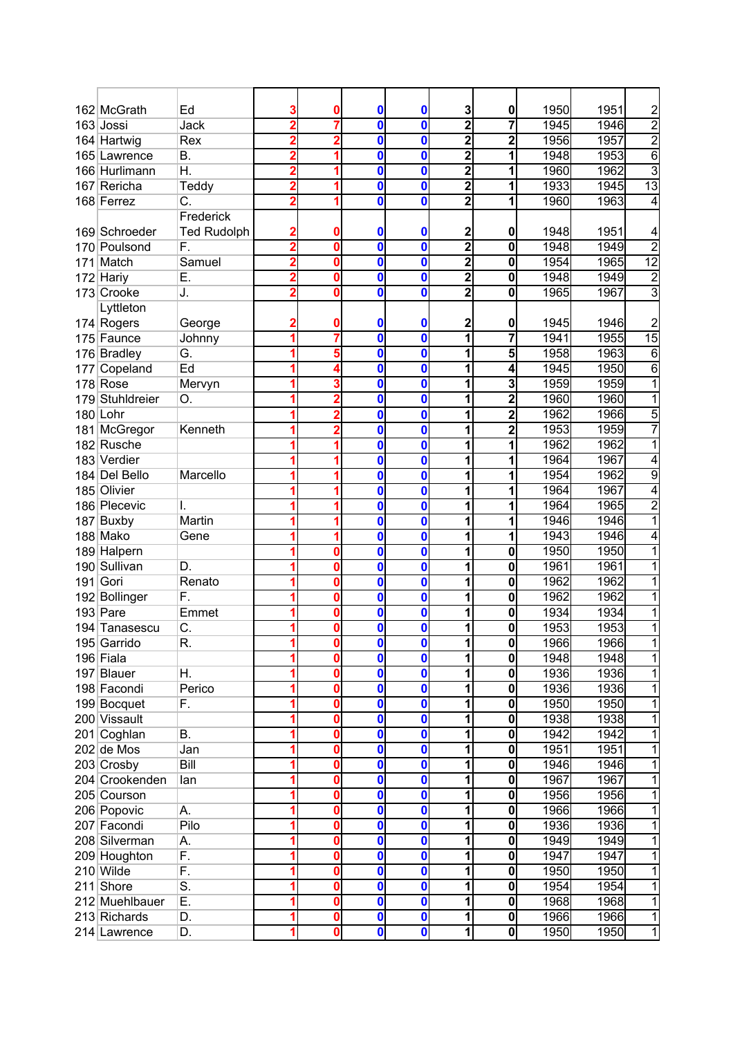| | | | | | | | | | | | |
|---|---|---|---|---|---|---|---|---|---|---|---|
| 162 | McGrath | Ed | 3 | 0 | 0 | 0 | 3 | 0 | 1950 | 1951 | 2 |
| 163 | Jossi | Jack | 2 | 7 | 0 | 0 | 2 | 7 | 1945 | 1946 | 2 |
| 164 | Hartwig | Rex | 2 | 2 | 0 | 0 | 2 | 2 | 1956 | 1957 | 2 |
| 165 | Lawrence | B. | 2 | 1 | 0 | 0 | 2 | 1 | 1948 | 1953 | 6 |
| 166 | Hurlimann | H. | 2 | 1 | 0 | 0 | 2 | 1 | 1960 | 1962 | 3 |
| 167 | Rericha | Teddy | 2 | 1 | 0 | 0 | 2 | 1 | 1933 | 1945 | 13 |
| 168 | Ferrez | C. | 2 | 1 | 0 | 0 | 2 | 1 | 1960 | 1963 | 4 |
| 169 | Schroeder | Frederick Ted Rudolph | 2 | 0 | 0 | 0 | 2 | 0 | 1948 | 1951 | 4 |
| 170 | Poulsond | F. | 2 | 0 | 0 | 0 | 2 | 0 | 1948 | 1949 | 2 |
| 171 | Match | Samuel | 2 | 0 | 0 | 0 | 2 | 0 | 1954 | 1965 | 12 |
| 172 | Hariy | E. | 2 | 0 | 0 | 0 | 2 | 0 | 1948 | 1949 | 2 |
| 173 | Crooke | J. | 2 | 0 | 0 | 0 | 2 | 0 | 1965 | 1967 | 3 |
| 174 | Lyttleton Rogers | George | 2 | 0 | 0 | 0 | 2 | 0 | 1945 | 1946 | 2 |
| 175 | Faunce | Johnny | 1 | 7 | 0 | 0 | 1 | 7 | 1941 | 1955 | 15 |
| 176 | Bradley | G. | 1 | 5 | 0 | 0 | 1 | 5 | 1958 | 1963 | 6 |
| 177 | Copeland | Ed | 1 | 4 | 0 | 0 | 1 | 4 | 1945 | 1950 | 6 |
| 178 | Rose | Mervyn | 1 | 3 | 0 | 0 | 1 | 3 | 1959 | 1959 | 1 |
| 179 | Stuhldreier | O. | 1 | 2 | 0 | 0 | 1 | 2 | 1960 | 1960 | 1 |
| 180 | Lohr | | 1 | 2 | 0 | 0 | 1 | 2 | 1962 | 1966 | 5 |
| 181 | McGregor | Kenneth | 1 | 2 | 0 | 0 | 1 | 2 | 1953 | 1959 | 7 |
| 182 | Rusche | | 1 | 1 | 0 | 0 | 1 | 1 | 1962 | 1962 | 1 |
| 183 | Verdier | | 1 | 1 | 0 | 0 | 1 | 1 | 1964 | 1967 | 4 |
| 184 | Del Bello | Marcello | 1 | 1 | 0 | 0 | 1 | 1 | 1954 | 1962 | 9 |
| 185 | Olivier | | 1 | 1 | 0 | 0 | 1 | 1 | 1964 | 1967 | 4 |
| 186 | Plecevic | I. | 1 | 1 | 0 | 0 | 1 | 1 | 1964 | 1965 | 2 |
| 187 | Buxby | Martin | 1 | 1 | 0 | 0 | 1 | 1 | 1946 | 1946 | 1 |
| 188 | Mako | Gene | 1 | 1 | 0 | 0 | 1 | 1 | 1943 | 1946 | 4 |
| 189 | Halpern | | 1 | 0 | 0 | 0 | 1 | 0 | 1950 | 1950 | 1 |
| 190 | Sullivan | D. | 1 | 0 | 0 | 0 | 1 | 0 | 1961 | 1961 | 1 |
| 191 | Gori | Renato | 1 | 0 | 0 | 0 | 1 | 0 | 1962 | 1962 | 1 |
| 192 | Bollinger | F. | 1 | 0 | 0 | 0 | 1 | 0 | 1962 | 1962 | 1 |
| 193 | Pare | Emmet | 1 | 0 | 0 | 0 | 1 | 0 | 1934 | 1934 | 1 |
| 194 | Tanasescu | C. | 1 | 0 | 0 | 0 | 1 | 0 | 1953 | 1953 | 1 |
| 195 | Garrido | R. | 1 | 0 | 0 | 0 | 1 | 0 | 1966 | 1966 | 1 |
| 196 | Fiala | | 1 | 0 | 0 | 0 | 1 | 0 | 1948 | 1948 | 1 |
| 197 | Blauer | H. | 1 | 0 | 0 | 0 | 1 | 0 | 1936 | 1936 | 1 |
| 198 | Facondi | Perico | 1 | 0 | 0 | 0 | 1 | 0 | 1936 | 1936 | 1 |
| 199 | Bocquet | F. | 1 | 0 | 0 | 0 | 1 | 0 | 1950 | 1950 | 1 |
| 200 | Vissault | | 1 | 0 | 0 | 0 | 1 | 0 | 1938 | 1938 | 1 |
| 201 | Coghlan | B. | 1 | 0 | 0 | 0 | 1 | 0 | 1942 | 1942 | 1 |
| 202 | de Mos | Jan | 1 | 0 | 0 | 0 | 1 | 0 | 1951 | 1951 | 1 |
| 203 | Crosby | Bill | 1 | 0 | 0 | 0 | 1 | 0 | 1946 | 1946 | 1 |
| 204 | Crookenden | Ian | 1 | 0 | 0 | 0 | 1 | 0 | 1967 | 1967 | 1 |
| 205 | Courson | | 1 | 0 | 0 | 0 | 1 | 0 | 1956 | 1956 | 1 |
| 206 | Popovic | A. | 1 | 0 | 0 | 0 | 1 | 0 | 1966 | 1966 | 1 |
| 207 | Facondi | Pilo | 1 | 0 | 0 | 0 | 1 | 0 | 1936 | 1936 | 1 |
| 208 | Silverman | A. | 1 | 0 | 0 | 0 | 1 | 0 | 1949 | 1949 | 1 |
| 209 | Houghton | F. | 1 | 0 | 0 | 0 | 1 | 0 | 1947 | 1947 | 1 |
| 210 | Wilde | F. | 1 | 0 | 0 | 0 | 1 | 0 | 1950 | 1950 | 1 |
| 211 | Shore | S. | 1 | 0 | 0 | 0 | 1 | 0 | 1954 | 1954 | 1 |
| 212 | Muehlbauer | E. | 1 | 0 | 0 | 0 | 1 | 0 | 1968 | 1968 | 1 |
| 213 | Richards | D. | 1 | 0 | 0 | 0 | 1 | 0 | 1966 | 1966 | 1 |
| 214 | Lawrence | D. | 1 | 0 | 0 | 0 | 1 | 0 | 1950 | 1950 | 1 |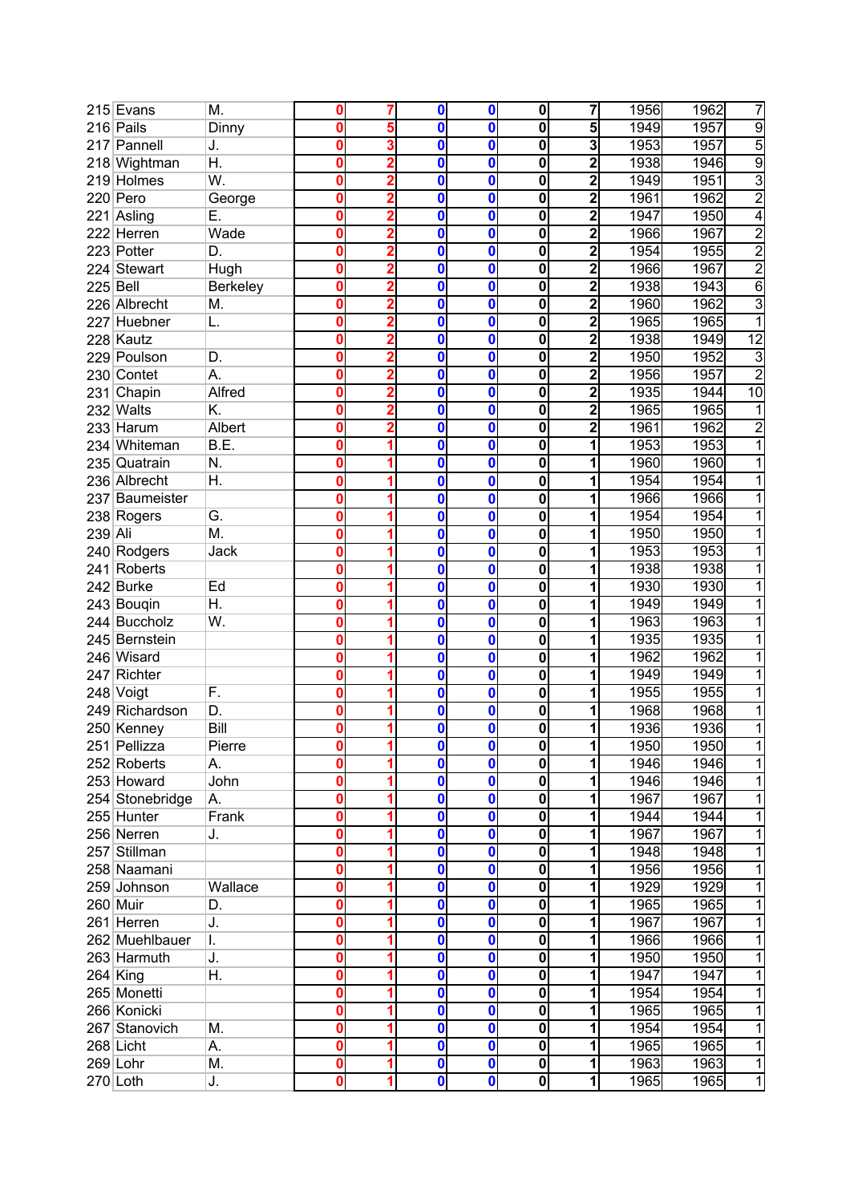| | | | | | | | | | | | |
|---|---|---|---|---|---|---|---|---|---|---|---|
| 215 | Evans | M. | 0 | 7 | 0 | 0 | 0 | 7 | 1956 | 1962 | 7 |
| 216 | Pails | Dinny | 0 | 5 | 0 | 0 | 0 | 5 | 1949 | 1957 | 9 |
| 217 | Pannell | J. | 0 | 3 | 0 | 0 | 0 | 3 | 1953 | 1957 | 5 |
| 218 | Wightman | H. | 0 | 2 | 0 | 0 | 0 | 2 | 1938 | 1946 | 9 |
| 219 | Holmes | W. | 0 | 2 | 0 | 0 | 0 | 2 | 1949 | 1951 | 3 |
| 220 | Pero | George | 0 | 2 | 0 | 0 | 0 | 2 | 1961 | 1962 | 2 |
| 221 | Asling | E. | 0 | 2 | 0 | 0 | 0 | 2 | 1947 | 1950 | 4 |
| 222 | Herren | Wade | 0 | 2 | 0 | 0 | 0 | 2 | 1966 | 1967 | 2 |
| 223 | Potter | D. | 0 | 2 | 0 | 0 | 0 | 2 | 1954 | 1955 | 2 |
| 224 | Stewart | Hugh | 0 | 2 | 0 | 0 | 0 | 2 | 1966 | 1967 | 2 |
| 225 | Bell | Berkeley | 0 | 2 | 0 | 0 | 0 | 2 | 1938 | 1943 | 6 |
| 226 | Albrecht | M. | 0 | 2 | 0 | 0 | 0 | 2 | 1960 | 1962 | 3 |
| 227 | Huebner | L. | 0 | 2 | 0 | 0 | 0 | 2 | 1965 | 1965 | 1 |
| 228 | Kautz | | 0 | 2 | 0 | 0 | 0 | 2 | 1938 | 1949 | 12 |
| 229 | Poulson | D. | 0 | 2 | 0 | 0 | 0 | 2 | 1950 | 1952 | 3 |
| 230 | Contet | A. | 0 | 2 | 0 | 0 | 0 | 2 | 1956 | 1957 | 2 |
| 231 | Chapin | Alfred | 0 | 2 | 0 | 0 | 0 | 2 | 1935 | 1944 | 10 |
| 232 | Walts | K. | 0 | 2 | 0 | 0 | 0 | 2 | 1965 | 1965 | 1 |
| 233 | Harum | Albert | 0 | 2 | 0 | 0 | 0 | 2 | 1961 | 1962 | 2 |
| 234 | Whiteman | B.E. | 0 | 1 | 0 | 0 | 0 | 1 | 1953 | 1953 | 1 |
| 235 | Quatrain | N. | 0 | 1 | 0 | 0 | 0 | 1 | 1960 | 1960 | 1 |
| 236 | Albrecht | H. | 0 | 1 | 0 | 0 | 0 | 1 | 1954 | 1954 | 1 |
| 237 | Baumeister | | 0 | 1 | 0 | 0 | 0 | 1 | 1966 | 1966 | 1 |
| 238 | Rogers | G. | 0 | 1 | 0 | 0 | 0 | 1 | 1954 | 1954 | 1 |
| 239 | Ali | M. | 0 | 1 | 0 | 0 | 0 | 1 | 1950 | 1950 | 1 |
| 240 | Rodgers | Jack | 0 | 1 | 0 | 0 | 0 | 1 | 1953 | 1953 | 1 |
| 241 | Roberts | | 0 | 1 | 0 | 0 | 0 | 1 | 1938 | 1938 | 1 |
| 242 | Burke | Ed | 0 | 1 | 0 | 0 | 0 | 1 | 1930 | 1930 | 1 |
| 243 | Bouqin | H. | 0 | 1 | 0 | 0 | 0 | 1 | 1949 | 1949 | 1 |
| 244 | Buccholz | W. | 0 | 1 | 0 | 0 | 0 | 1 | 1963 | 1963 | 1 |
| 245 | Bernstein | | 0 | 1 | 0 | 0 | 0 | 1 | 1935 | 1935 | 1 |
| 246 | Wisard | | 0 | 1 | 0 | 0 | 0 | 1 | 1962 | 1962 | 1 |
| 247 | Richter | | 0 | 1 | 0 | 0 | 0 | 1 | 1949 | 1949 | 1 |
| 248 | Voigt | F. | 0 | 1 | 0 | 0 | 0 | 1 | 1955 | 1955 | 1 |
| 249 | Richardson | D. | 0 | 1 | 0 | 0 | 0 | 1 | 1968 | 1968 | 1 |
| 250 | Kenney | Bill | 0 | 1 | 0 | 0 | 0 | 1 | 1936 | 1936 | 1 |
| 251 | Pellizza | Pierre | 0 | 1 | 0 | 0 | 0 | 1 | 1950 | 1950 | 1 |
| 252 | Roberts | A. | 0 | 1 | 0 | 0 | 0 | 1 | 1946 | 1946 | 1 |
| 253 | Howard | John | 0 | 1 | 0 | 0 | 0 | 1 | 1946 | 1946 | 1 |
| 254 | Stonebridge | A. | 0 | 1 | 0 | 0 | 0 | 1 | 1967 | 1967 | 1 |
| 255 | Hunter | Frank | 0 | 1 | 0 | 0 | 0 | 1 | 1944 | 1944 | 1 |
| 256 | Nerren | J. | 0 | 1 | 0 | 0 | 0 | 1 | 1967 | 1967 | 1 |
| 257 | Stillman | | 0 | 1 | 0 | 0 | 0 | 1 | 1948 | 1948 | 1 |
| 258 | Naamani | | 0 | 1 | 0 | 0 | 0 | 1 | 1956 | 1956 | 1 |
| 259 | Johnson | Wallace | 0 | 1 | 0 | 0 | 0 | 1 | 1929 | 1929 | 1 |
| 260 | Muir | D. | 0 | 1 | 0 | 0 | 0 | 1 | 1965 | 1965 | 1 |
| 261 | Herren | J. | 0 | 1 | 0 | 0 | 0 | 1 | 1967 | 1967 | 1 |
| 262 | Muehlbauer | I. | 0 | 1 | 0 | 0 | 0 | 1 | 1966 | 1966 | 1 |
| 263 | Harmuth | J. | 0 | 1 | 0 | 0 | 0 | 1 | 1950 | 1950 | 1 |
| 264 | King | H. | 0 | 1 | 0 | 0 | 0 | 1 | 1947 | 1947 | 1 |
| 265 | Monetti | | 0 | 1 | 0 | 0 | 0 | 1 | 1954 | 1954 | 1 |
| 266 | Konicki | | 0 | 1 | 0 | 0 | 0 | 1 | 1965 | 1965 | 1 |
| 267 | Stanovich | M. | 0 | 1 | 0 | 0 | 0 | 1 | 1954 | 1954 | 1 |
| 268 | Licht | A. | 0 | 1 | 0 | 0 | 0 | 1 | 1965 | 1965 | 1 |
| 269 | Lohr | M. | 0 | 1 | 0 | 0 | 0 | 1 | 1963 | 1963 | 1 |
| 270 | Loth | J. | 0 | 1 | 0 | 0 | 0 | 1 | 1965 | 1965 | 1 |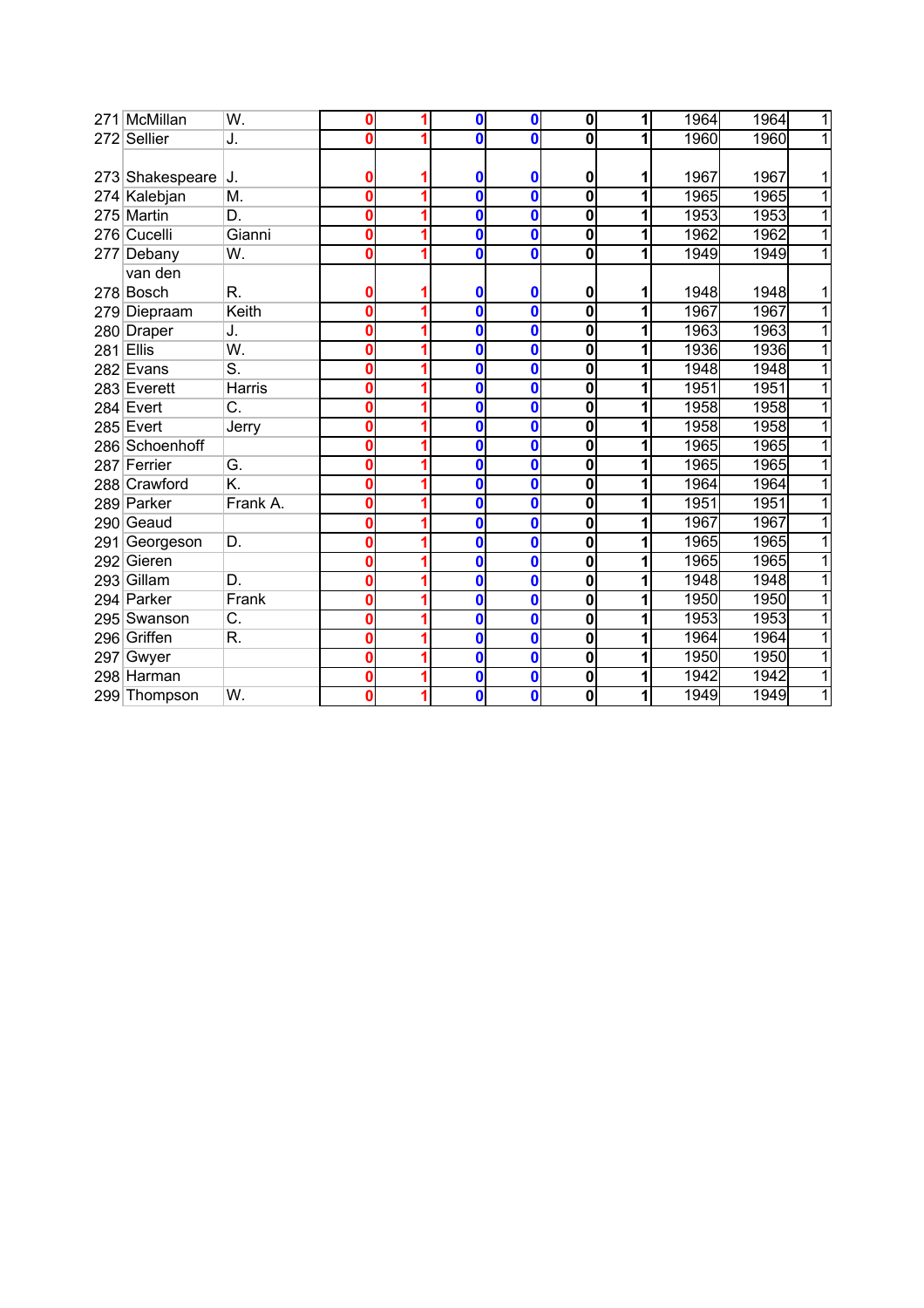| | | | | | | | | | | | |
|---|---|---|---|---|---|---|---|---|---|---|---|
| 271 | McMillan | W. | 0 | 1 | 0 | 0 | 0 | 1 | 1964 | 1964 | 1 |
| 272 | Sellier | J. | 0 | 1 | 0 | 0 | 0 | 1 | 1960 | 1960 | 1 |
| 273 | Shakespeare | J. | 0 | 1 | 0 | 0 | 0 | 1 | 1967 | 1967 | 1 |
| 274 | Kalebjan | M. | 0 | 1 | 0 | 0 | 0 | 1 | 1965 | 1965 | 1 |
| 275 | Martin | D. | 0 | 1 | 0 | 0 | 0 | 1 | 1953 | 1953 | 1 |
| 276 | Cucelli | Gianni | 0 | 1 | 0 | 0 | 0 | 1 | 1962 | 1962 | 1 |
| 277 | Debany | W. | 0 | 1 | 0 | 0 | 0 | 1 | 1949 | 1949 | 1 |
| 278 | van den Bosch | R. | 0 | 1 | 0 | 0 | 0 | 1 | 1948 | 1948 | 1 |
| 279 | Diepraam | Keith | 0 | 1 | 0 | 0 | 0 | 1 | 1967 | 1967 | 1 |
| 280 | Draper | J. | 0 | 1 | 0 | 0 | 0 | 1 | 1963 | 1963 | 1 |
| 281 | Ellis | W. | 0 | 1 | 0 | 0 | 0 | 1 | 1936 | 1936 | 1 |
| 282 | Evans | S. | 0 | 1 | 0 | 0 | 0 | 1 | 1948 | 1948 | 1 |
| 283 | Everett | Harris | 0 | 1 | 0 | 0 | 0 | 1 | 1951 | 1951 | 1 |
| 284 | Evert | C. | 0 | 1 | 0 | 0 | 0 | 1 | 1958 | 1958 | 1 |
| 285 | Evert | Jerry | 0 | 1 | 0 | 0 | 0 | 1 | 1958 | 1958 | 1 |
| 286 | Schoenhoff | | 0 | 1 | 0 | 0 | 0 | 1 | 1965 | 1965 | 1 |
| 287 | Ferrier | G. | 0 | 1 | 0 | 0 | 0 | 1 | 1965 | 1965 | 1 |
| 288 | Crawford | K. | 0 | 1 | 0 | 0 | 0 | 1 | 1964 | 1964 | 1 |
| 289 | Parker | Frank A. | 0 | 1 | 0 | 0 | 0 | 1 | 1951 | 1951 | 1 |
| 290 | Geaud | | 0 | 1 | 0 | 0 | 0 | 1 | 1967 | 1967 | 1 |
| 291 | Georgeson | D. | 0 | 1 | 0 | 0 | 0 | 1 | 1965 | 1965 | 1 |
| 292 | Gieren | | 0 | 1 | 0 | 0 | 0 | 1 | 1965 | 1965 | 1 |
| 293 | Gillam | D. | 0 | 1 | 0 | 0 | 0 | 1 | 1948 | 1948 | 1 |
| 294 | Parker | Frank | 0 | 1 | 0 | 0 | 0 | 1 | 1950 | 1950 | 1 |
| 295 | Swanson | C. | 0 | 1 | 0 | 0 | 0 | 1 | 1953 | 1953 | 1 |
| 296 | Griffen | R. | 0 | 1 | 0 | 0 | 0 | 1 | 1964 | 1964 | 1 |
| 297 | Gwyer | | 0 | 1 | 0 | 0 | 0 | 1 | 1950 | 1950 | 1 |
| 298 | Harman | | 0 | 1 | 0 | 0 | 0 | 1 | 1942 | 1942 | 1 |
| 299 | Thompson | W. | 0 | 1 | 0 | 0 | 0 | 1 | 1949 | 1949 | 1 |